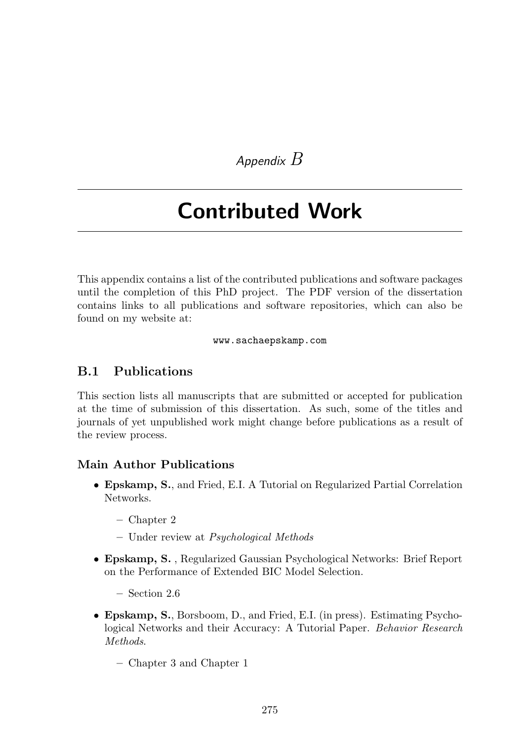*Appendix B*

# Contributed Work

This appendix contains a list of the contributed publications and software packages until the completion of this PhD project. The PDF version of the dissertation contains links to all publications and software repositories, which can also be found on my website at:

`www.sachaepskamp.com`

## B.1 Publications

This section lists all manuscripts that are submitted or accepted for publication at the time of submission of this dissertation. As such, some of the titles and journals of yet unpublished work might change before publications as a result of the review process.

### Main Author Publications

- **Epskamp, S.**, and Fried, E.I. A Tutorial on Regularized Partial Correlation Networks.
  - Chapter 2
  - Under review at *Psychological Methods*
- **Epskamp, S.** , Regularized Gaussian Psychological Networks: Brief Report on the Performance of Extended BIC Model Selection.
  - Section 2.6
- **Epskamp, S.**, Borsboom, D., and Fried, E.I. (in press). Estimating Psychological Networks and their Accuracy: A Tutorial Paper. *Behavior Research Methods*.
  - Chapter 3 and Chapter 1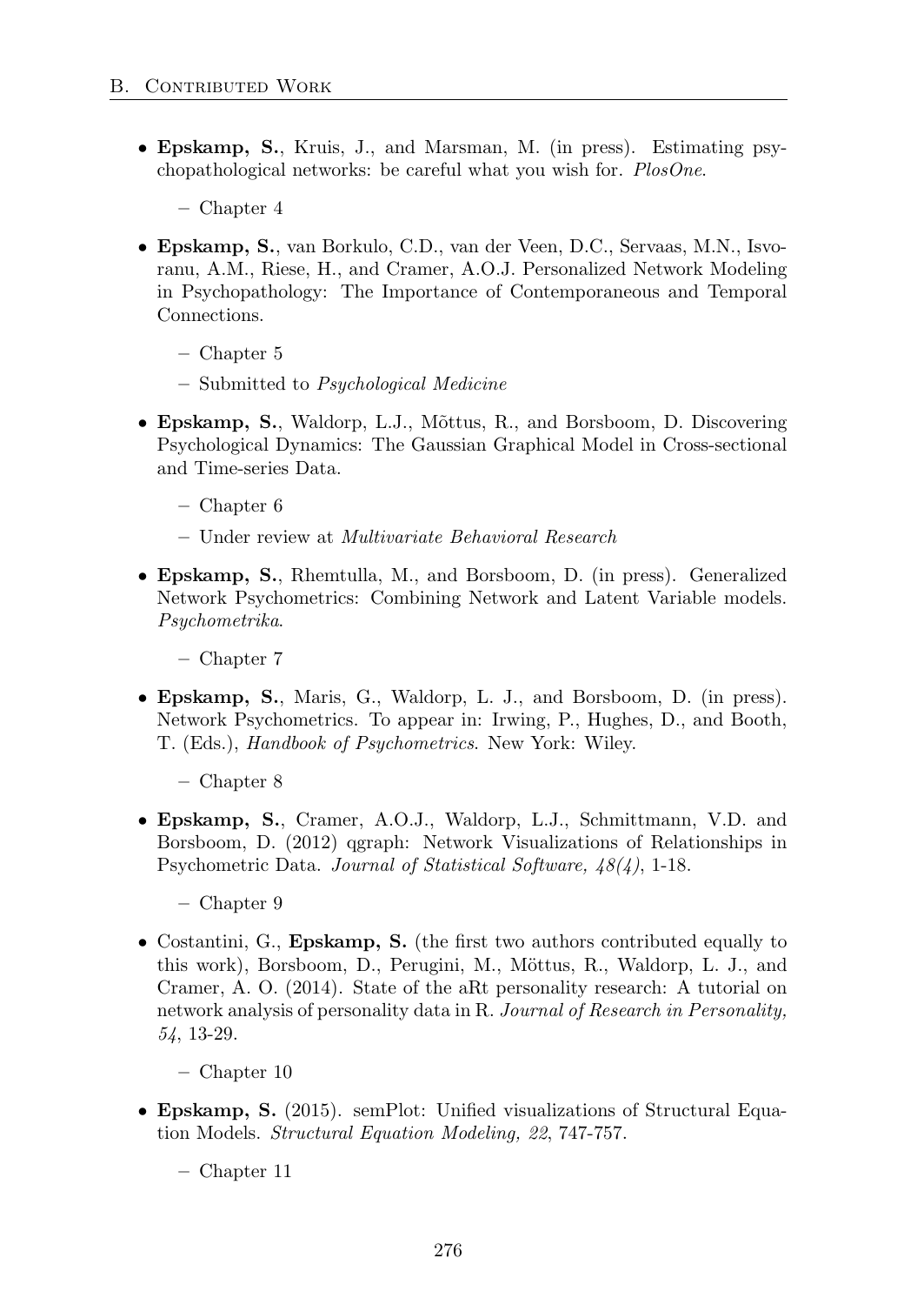- **Epskamp, S.**, Kruis, J., and Marsman, M. (in press). Estimating psychopathological networks: be careful what you wish for. *PlosOne*.
  - Chapter 4
- **Epskamp, S.**, van Borkulo, C.D., van der Veen, D.C., Servaas, M.N., Isvoranu, A.M., Riese, H., and Cramer, A.O.J. Personalized Network Modeling in Psychopathology: The Importance of Contemporaneous and Temporal Connections.
  - Chapter 5
  - Submitted to *Psychological Medicine*
- **Epskamp, S.**, Waldorp, L.J., Mõttus, R., and Borsboom, D. Discovering Psychological Dynamics: The Gaussian Graphical Model in Cross-sectional and Time-series Data.
  - Chapter 6
  - Under review at *Multivariate Behavioral Research*
- **Epskamp, S.**, Rhemtulla, M., and Borsboom, D. (in press). Generalized Network Psychometrics: Combining Network and Latent Variable models. *Psychometrika*.
  - Chapter 7
- **Epskamp, S.**, Maris, G., Waldorp, L. J., and Borsboom, D. (in press). Network Psychometrics. To appear in: Irwing, P., Hughes, D., and Booth, T. (Eds.), *Handbook of Psychometrics*. New York: Wiley.
  - Chapter 8
- **Epskamp, S.**, Cramer, A.O.J., Waldorp, L.J., Schmittmann, V.D. and Borsboom, D. (2012) qgraph: Network Visualizations of Relationships in Psychometric Data. *Journal of Statistical Software, 48(4)*, 1-18.
  - Chapter 9
- Costantini, G., **Epskamp, S.** (the first two authors contributed equally to this work), Borsboom, D., Perugini, M., Mõttus, R., Waldorp, L. J., and Cramer, A. O. (2014). State of the aRt personality research: A tutorial on network analysis of personality data in R. *Journal of Research in Personality, 54*, 13-29.
  - Chapter 10
- **Epskamp, S.** (2015). semPlot: Unified visualizations of Structural Equation Models. *Structural Equation Modeling, 22*, 747-757.
  - Chapter 11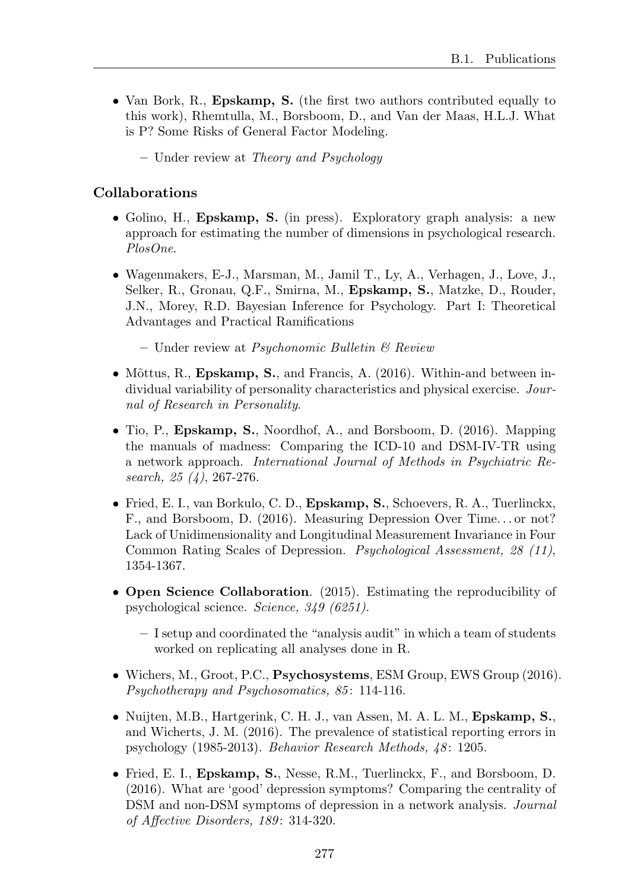- Van Bork, R., **Epskamp, S.** (the first two authors contributed equally to this work), Rhemtulla, M., Borsboom, D., and Van der Maas, H.L.J. What is P? Some Risks of General Factor Modeling.
  - Under review at *Theory and Psychology*

### Collaborations

- Golino, H., **Epskamp, S.** (in press). Exploratory graph analysis: a new approach for estimating the number of dimensions in psychological research. *PlosOne*.
- Wagenmakers, E-J., Marsman, M., Jamil T., Ly, A., Verhagen, J., Love, J., Selker, R., Gronau, Q.F., Smirna, M., **Epskamp, S.**, Matzke, D., Rouder, J.N., Morey, R.D. Bayesian Inference for Psychology. Part I: Theoretical Advantages and Practical Ramifications
  - Under review at *Psychonomic Bulletin & Review*
- Mõttus, R., **Epskamp, S.**, and Francis, A. (2016). Within-and between individual variability of personality characteristics and physical exercise. *Journal of Research in Personality*.
- Tio, P., **Epskamp, S.**, Noordhof, A., and Borsboom, D. (2016). Mapping the manuals of madness: Comparing the ICD-10 and DSM-IV-TR using a network approach. *International Journal of Methods in Psychiatric Research, 25 (4)*, 267-276.
- Fried, E. I., van Borkulo, C. D., **Epskamp, S.**, Schoevers, R. A., Tuerlinckx, F., and Borsboom, D. (2016). Measuring Depression Over Time. . . or not? Lack of Unidimensionality and Longitudinal Measurement Invariance in Four Common Rating Scales of Depression. *Psychological Assessment, 28 (11)*, 1354-1367.
- **Open Science Collaboration**. (2015). Estimating the reproducibility of psychological science. *Science, 349 (6251)*.
  - I setup and coordinated the "analysis audit" in which a team of students worked on replicating all analyses done in R.
- Wichers, M., Groot, P.C., **Psychosystems**, ESM Group, EWS Group (2016). *Psychotherapy and Psychosomatics, 85*: 114-116.
- Nuijten, M.B., Hartgerink, C. H. J., van Assen, M. A. L. M., **Epskamp, S.**, and Wicherts, J. M. (2016). The prevalence of statistical reporting errors in psychology (1985-2013). *Behavior Research Methods, 48*: 1205.
- Fried, E. I., **Epskamp, S.**, Nesse, R.M., Tuerlinckx, F., and Borsboom, D. (2016). What are 'good' depression symptoms? Comparing the centrality of DSM and non-DSM symptoms of depression in a network analysis. *Journal of Affective Disorders, 189*: 314-320.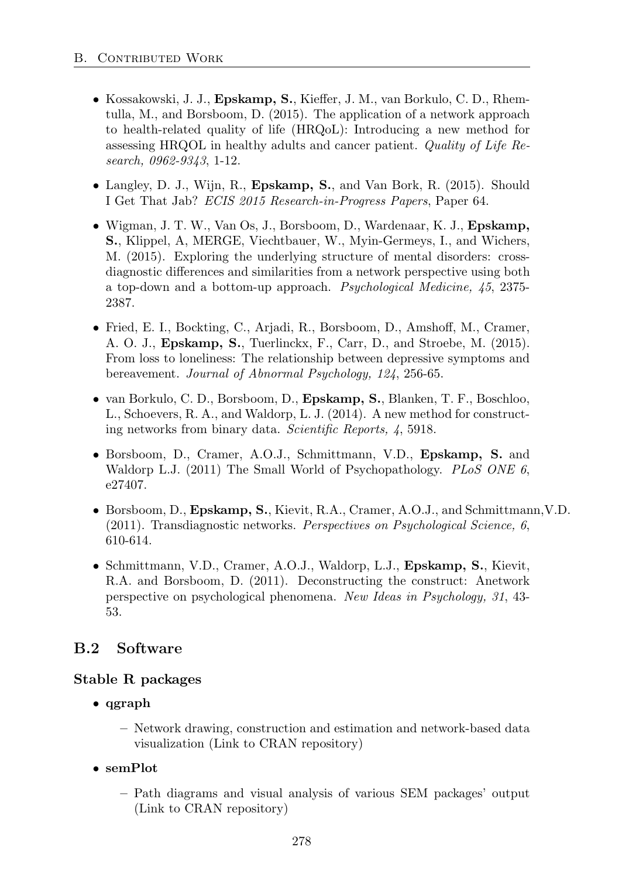- Kossakowski, J. J., **Epskamp, S.**, Kieffer, J. M., van Borkulo, C. D., Rhemtulla, M., and Borsboom, D. (2015). The application of a network approach to health-related quality of life (HRQoL): Introducing a new method for assessing HRQOL in healthy adults and cancer patient. *Quality of Life Research, 0962-9343*, 1-12.

- Langley, D. J., Wijn, R., **Epskamp, S.**, and Van Bork, R. (2015). Should I Get That Jab? *ECIS 2015 Research-in-Progress Papers*, Paper 64.

- Wigman, J. T. W., Van Os, J., Borsboom, D., Wardenaar, K. J., **Epskamp, S.**, Klippel, A, MERGE, Viechtbauer, W., Myin-Germeys, I., and Wichers, M. (2015). Exploring the underlying structure of mental disorders: cross-diagnostic differences and similarities from a network perspective using both a top-down and a bottom-up approach. *Psychological Medicine, 45*, 2375-2387.

- Fried, E. I., Bockting, C., Arjadi, R., Borsboom, D., Amshoff, M., Cramer, A. O. J., **Epskamp, S.**, Tuerlinckx, F., Carr, D., and Stroebe, M. (2015). From loss to loneliness: The relationship between depressive symptoms and bereavement. *Journal of Abnormal Psychology, 124*, 256-65.

- van Borkulo, C. D., Borsboom, D., **Epskamp, S.**, Blanken, T. F., Boschloo, L., Schoevers, R. A., and Waldorp, L. J. (2014). A new method for constructing networks from binary data. *Scientific Reports, 4*, 5918.

- Borsboom, D., Cramer, A.O.J., Schmittmann, V.D., **Epskamp, S.** and Waldorp L.J. (2011) The Small World of Psychopathology. *PLoS ONE 6*, e27407.

- Borsboom, D., **Epskamp, S.**, Kievit, R.A., Cramer, A.O.J., and Schmittmann,V.D. (2011). Transdiagnostic networks. *Perspectives on Psychological Science, 6*, 610-614.

- Schmittmann, V.D., Cramer, A.O.J., Waldorp, L.J., **Epskamp, S.**, Kievit, R.A. and Borsboom, D. (2011). Deconstructing the construct: Anetwork perspective on psychological phenomena. *New Ideas in Psychology, 31*, 43-53.

## B.2 Software

### Stable R packages

- **qgraph**
  - Network drawing, construction and estimation and network-based data visualization (Link to CRAN repository)
- **semPlot**
  - Path diagrams and visual analysis of various SEM packages' output (Link to CRAN repository)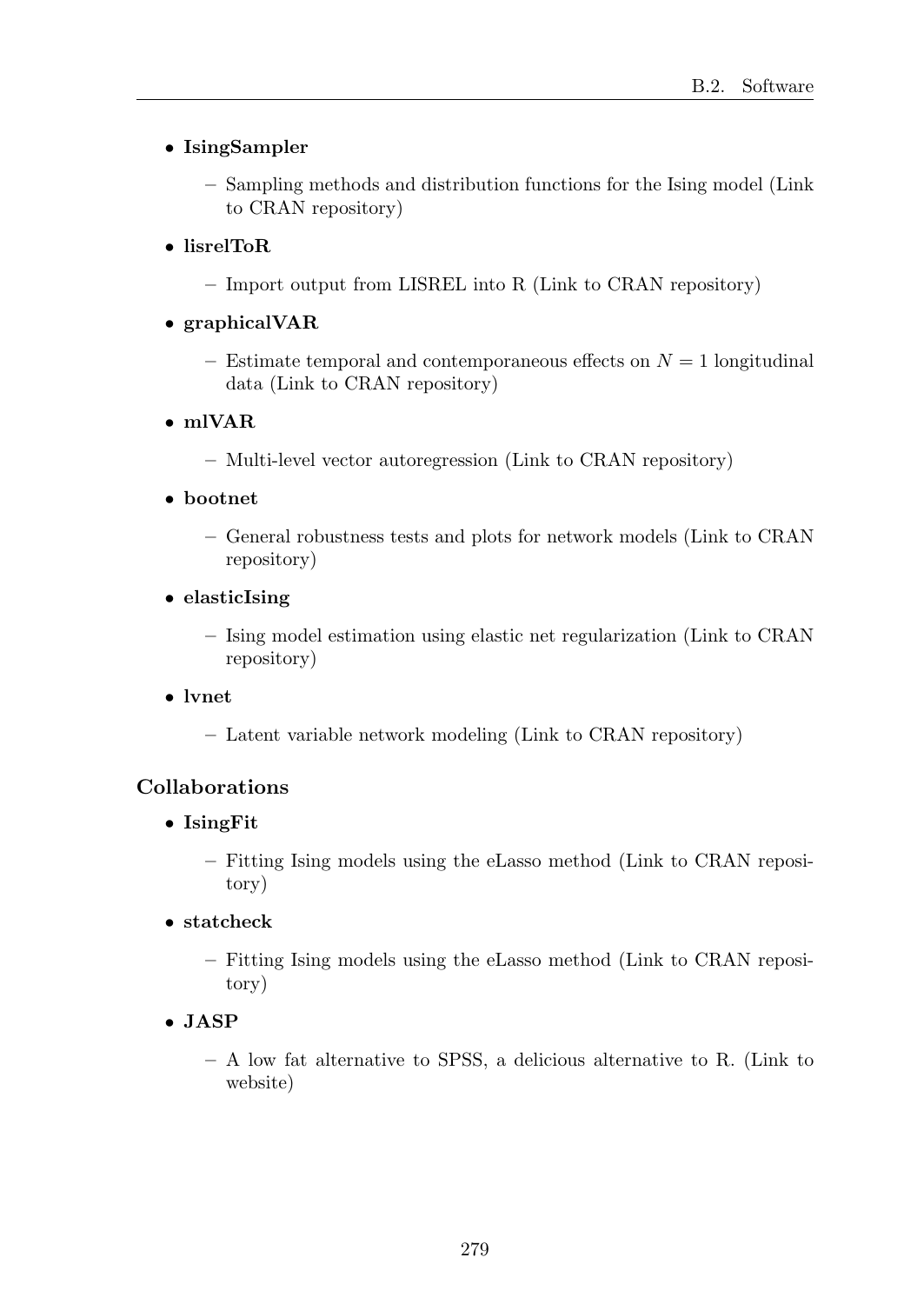- **IsingSampler**
  - Sampling methods and distribution functions for the Ising model (Link to CRAN repository)
- **lisrelToR**
  - Import output from LISREL into R (Link to CRAN repository)
- **graphicalVAR**
  - Estimate temporal and contemporaneous effects on $N = 1$ longitudinal data (Link to CRAN repository)
- **mlVAR**
  - Multi-level vector autoregression (Link to CRAN repository)
- **bootnet**
  - General robustness tests and plots for network models (Link to CRAN repository)
- **elasticIsing**
  - Ising model estimation using elastic net regularization (Link to CRAN repository)
- **lvnet**
  - Latent variable network modeling (Link to CRAN repository)

### Collaborations

- **IsingFit**
  - Fitting Ising models using the eLasso method (Link to CRAN repository)
- **statcheck**
  - Fitting Ising models using the eLasso method (Link to CRAN repository)
- **JASP**
  - A low fat alternative to SPSS, a delicious alternative to R. (Link to website)